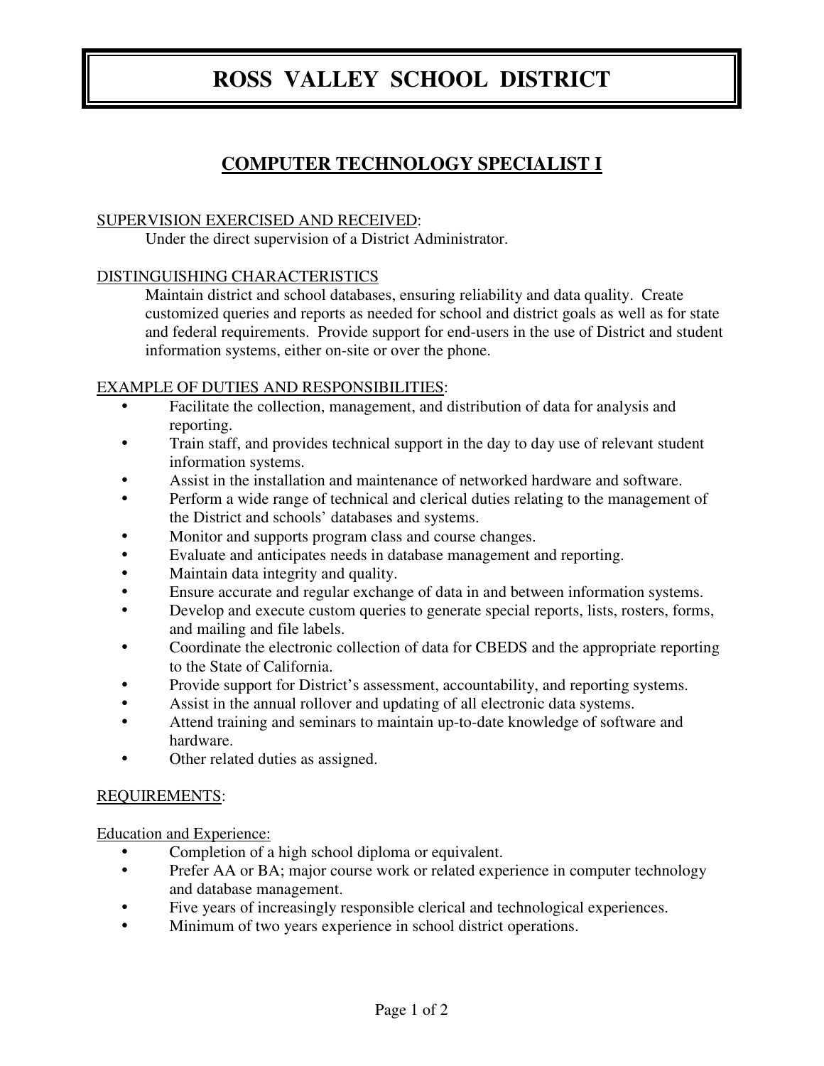# ROSS VALLEY SCHOOL DISTRICT

## COMPUTER TECHNOLOGY SPECIALIST I

SUPERVISION EXERCISED AND RECEIVED:

Under the direct supervision of a District Administrator.

DISTINGUISHING CHARACTERISTICS

Maintain district and school databases, ensuring reliability and data quality. Create customized queries and reports as needed for school and district goals as well as for state and federal requirements. Provide support for end-users in the use of District and student information systems, either on-site or over the phone.

EXAMPLE OF DUTIES AND RESPONSIBILITIES:

- Facilitate the collection, management, and distribution of data for analysis and reporting.
- Train staff, and provides technical support in the day to day use of relevant student information systems.
- Assist in the installation and maintenance of networked hardware and software.
- Perform a wide range of technical and clerical duties relating to the management of the District and schools' databases and systems.
- Monitor and supports program class and course changes.
- Evaluate and anticipates needs in database management and reporting.
- Maintain data integrity and quality.
- Ensure accurate and regular exchange of data in and between information systems.
- Develop and execute custom queries to generate special reports, lists, rosters, forms, and mailing and file labels.
- Coordinate the electronic collection of data for CBEDS and the appropriate reporting to the State of California.
- Provide support for District's assessment, accountability, and reporting systems.
- Assist in the annual rollover and updating of all electronic data systems.
- Attend training and seminars to maintain up-to-date knowledge of software and hardware.
- Other related duties as assigned.

REQUIREMENTS:

Education and Experience:

- Completion of a high school diploma or equivalent.
- Prefer AA or BA; major course work or related experience in computer technology and database management.
- Five years of increasingly responsible clerical and technological experiences.
- Minimum of two years experience in school district operations.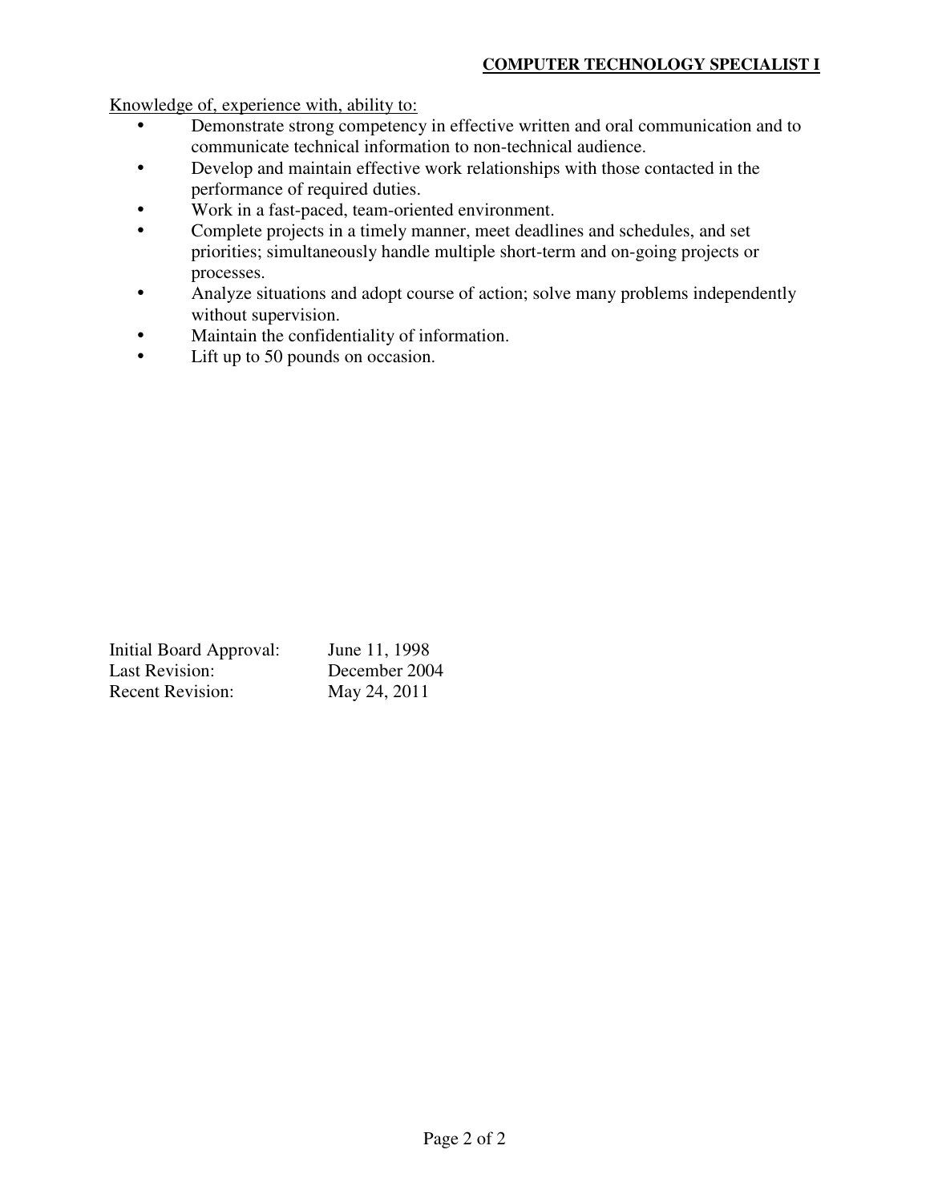Knowledge of, experience with, ability to:

- Demonstrate strong competency in effective written and oral communication and to communicate technical information to non-technical audience.
- Develop and maintain effective work relationships with those contacted in the performance of required duties.
- Work in a fast-paced, team-oriented environment.
- Complete projects in a timely manner, meet deadlines and schedules, and set priorities; simultaneously handle multiple short-term and on-going projects or processes.
- Analyze situations and adopt course of action; solve many problems independently without supervision.
- Maintain the confidentiality of information.
- Lift up to 50 pounds on occasion.

| | |
|---|---|
| Initial Board Approval: | June 11, 1998 |
| Last Revision: | December 2004 |
| Recent Revision: | May 24, 2011 |